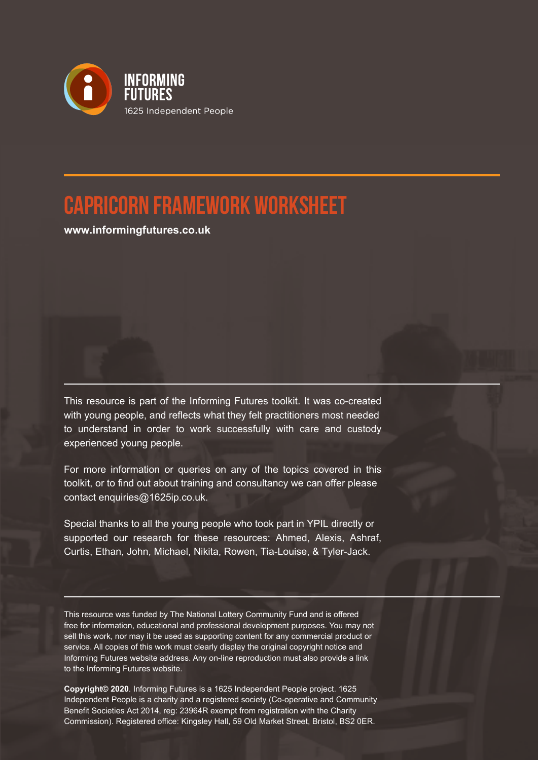INFORMING FUTURES

1625 Independent People

# CAPRICORN FRAMEWORK WORKSHEET

**www.informingfutures.co.uk**

This resource is part of the Informing Futures toolkit. It was co-created with young people, and reflects what they felt practitioners most needed to understand in order to work successfully with care and custody experienced young people.

For more information or queries on any of the topics covered in this toolkit, or to find out about training and consultancy we can offer please contact enquiries@1625ip.co.uk.

Special thanks to all the young people who took part in YPIL directly or supported our research for these resources: Ahmed, Alexis, Ashraf, Curtis, Ethan, John, Michael, Nikita, Rowen, Tia-Louise, & Tyler-Jack.

This resource was funded by The National Lottery Community Fund and is offered free for information, educational and professional development purposes. You may not sell this work, nor may it be used as supporting content for any commercial product or service. All copies of this work must clearly display the original copyright notice and Informing Futures website address. Any on-line reproduction must also provide a link to the Informing Futures website.

**Copyright© 2020**. Informing Futures is a 1625 Independent People project. 1625 Independent People is a charity and a registered society (Co-operative and Community Benefit Societies Act 2014, reg: 23964R exempt from registration with the Charity Commission). Registered office: Kingsley Hall, 59 Old Market Street, Bristol, BS2 0ER.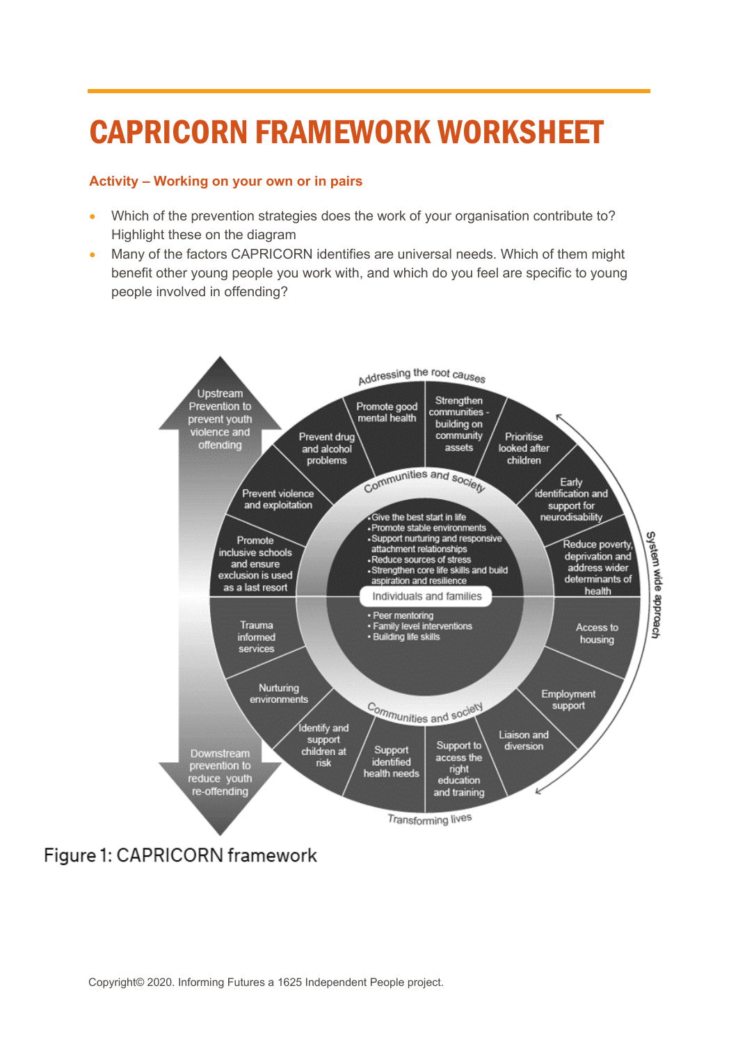# CAPRICORN FRAMEWORK WORKSHEET

**Activity – Working on your own or in pairs**

- Which of the prevention strategies does the work of your organisation contribute to? Highlight these on the diagram
- Many of the factors CAPRICORN identifies are universal needs. Which of them might benefit other young people you work with, and which do you feel are specific to young people involved in offending?

Upstream Prevention to prevent youth violence and offending

Downstream prevention to reduce youth re-offending

Addressing the root causes

Promote good mental health

Strengthen communities - building on community assets

Prioritise looked after children

Early identification and support for neurodisability

Reduce poverty, deprivation and address wider determinants of health

Access to housing

Employment support

Liaison and diversion

Support to access the right education and training

Support identified health needs

Identify and support children at risk

Nurturing environments

Trauma informed services

Promote inclusive schools and ensure exclusion is used as a last resort

Prevent violence and exploitation

Prevent drug and alcohol problems

Communities and society

- Give the best start in life
- Promote stable environments
- Support nurturing and responsive attachment relationships
- Reduce sources of stress
- Strengthen core life skills and build aspiration and resilience

Individuals and families

- Peer mentoring
- Family level interventions
- Building life skills

Communities and society

Transforming lives

System wide approach

Figure 1: CAPRICORN framework

Copyright© 2020. Informing Futures a 1625 Independent People project.